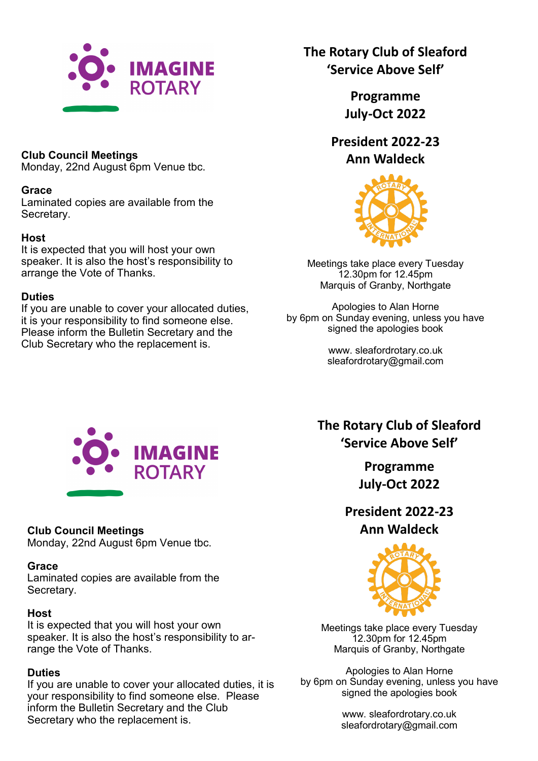IMAGINE ROTARY

**Club Council Meetings**
Monday, 22nd August 6pm Venue tbc.

**Grace**
Laminated copies are available from the Secretary.

**Host**
It is expected that you will host your own speaker. It is also the host's responsibility to arrange the Vote of Thanks.

**Duties**
If you are unable to cover your allocated duties, it is your responsibility to find someone else. Please inform the Bulletin Secretary and the Club Secretary who the replacement is.

# The Rotary Club of Sleaford
## 'Service Above Self'

## Programme
## July-Oct 2022

## President 2022-23
## Ann Waldeck

Meetings take place every Tuesday
12.30pm for 12.45pm
Marquis of Granby, Northgate

Apologies to Alan Horne
by 6pm on Sunday evening, unless you have signed the apologies book

www. sleafordrotary.co.uk
sleafordrotary@gmail.com

IMAGINE ROTARY

**Club Council Meetings**
Monday, 22nd August 6pm Venue tbc.

**Grace**
Laminated copies are available from the Secretary.

**Host**
It is expected that you will host your own speaker. It is also the host's responsibility to arrange the Vote of Thanks.

**Duties**
If you are unable to cover your allocated duties, it is your responsibility to find someone else. Please inform the Bulletin Secretary and the Club Secretary who the replacement is.

# The Rotary Club of Sleaford
## 'Service Above Self'

## Programme
## July-Oct 2022

## President 2022-23
## Ann Waldeck

Meetings take place every Tuesday
12.30pm for 12.45pm
Marquis of Granby, Northgate

Apologies to Alan Horne
by 6pm on Sunday evening, unless you have signed the apologies book

www. sleafordrotary.co.uk
sleafordrotary@gmail.com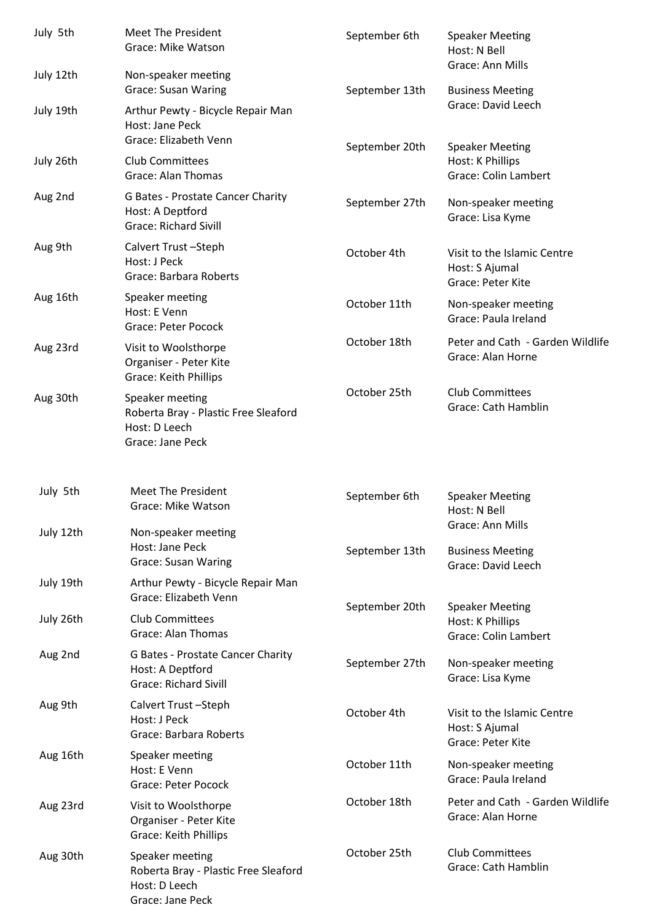| | | | |
|---|---|---|---|
| July 5th | Meet The President<br>Grace: Mike Watson | September 6th | Speaker Meeting<br>Host: N Bell<br>Grace: Ann Mills |
| July 12th | Non-speaker meeting<br>Grace: Susan Waring | September 13th | Business Meeting<br>Grace: David Leech |
| July 19th | Arthur Pewty - Bicycle Repair Man<br>Host: Jane Peck<br>Grace: Elizabeth Venn | September 20th | Speaker Meeting<br>Host: K Phillips<br>Grace: Colin Lambert |
| July 26th | Club Committees<br>Grace: Alan Thomas | September 27th | Non-speaker meeting<br>Grace: Lisa Kyme |
| Aug 2nd | G Bates - Prostate Cancer Charity<br>Host: A Deptford<br>Grace: Richard Sivill | October 4th | Visit to the Islamic Centre<br>Host: S Ajumal<br>Grace: Peter Kite |
| Aug 9th | Calvert Trust –Steph<br>Host: J Peck<br>Grace: Barbara Roberts | October 11th | Non-speaker meeting<br>Grace: Paula Ireland |
| Aug 16th | Speaker meeting<br>Host: E Venn<br>Grace: Peter Pocock | October 18th | Peter and Cath - Garden Wildlife<br>Grace: Alan Horne |
| Aug 23rd | Visit to Woolsthorpe<br>Organiser - Peter Kite<br>Grace: Keith Phillips | October 25th | Club Committees<br>Grace: Cath Hamblin |
| Aug 30th | Speaker meeting<br>Roberta Bray - Plastic Free Sleaford<br>Host: D Leech<br>Grace: Jane Peck | | |

| | | | |
|---|---|---|---|
| July 5th | Meet The President<br>Grace: Mike Watson | September 6th | Speaker Meeting<br>Host: N Bell<br>Grace: Ann Mills |
| July 12th | Non-speaker meeting<br>Host: Jane Peck<br>Grace: Susan Waring | September 13th | Business Meeting<br>Grace: David Leech |
| July 19th | Arthur Pewty - Bicycle Repair Man<br>Grace: Elizabeth Venn | September 20th | Speaker Meeting<br>Host: K Phillips<br>Grace: Colin Lambert |
| July 26th | Club Committees<br>Grace: Alan Thomas | September 27th | Non-speaker meeting<br>Grace: Lisa Kyme |
| Aug 2nd | G Bates - Prostate Cancer Charity<br>Host: A Deptford<br>Grace: Richard Sivill | October 4th | Visit to the Islamic Centre<br>Host: S Ajumal<br>Grace: Peter Kite |
| Aug 9th | Calvert Trust –Steph<br>Host: J Peck<br>Grace: Barbara Roberts | October 11th | Non-speaker meeting<br>Grace: Paula Ireland |
| Aug 16th | Speaker meeting<br>Host: E Venn<br>Grace: Peter Pocock | October 18th | Peter and Cath - Garden Wildlife<br>Grace: Alan Horne |
| Aug 23rd | Visit to Woolsthorpe<br>Organiser - Peter Kite<br>Grace: Keith Phillips | October 25th | Club Committees<br>Grace: Cath Hamblin |
| Aug 30th | Speaker meeting<br>Roberta Bray - Plastic Free Sleaford<br>Host: D Leech<br>Grace: Jane Peck | | |